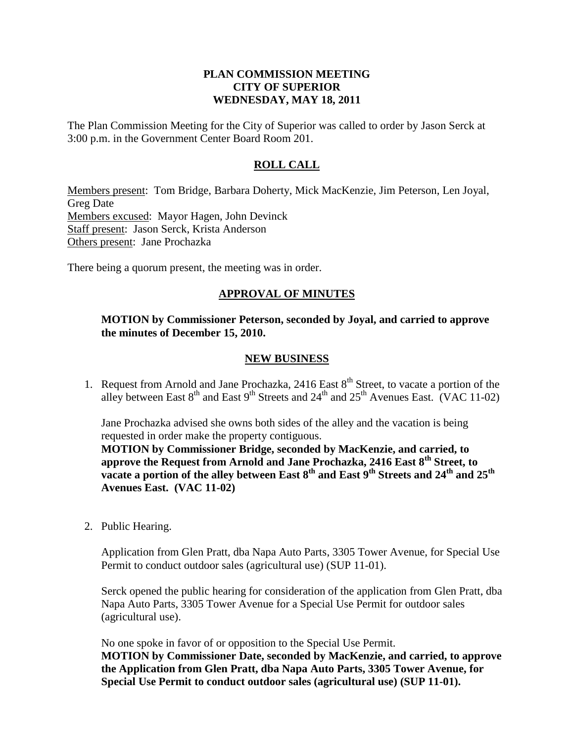**PLAN COMMISSION MEETING**
**CITY OF SUPERIOR**
**WEDNESDAY, MAY 18, 2011**

The Plan Commission Meeting for the City of Superior was called to order by Jason Serck at 3:00 p.m. in the Government Center Board Room 201.

## ROLL CALL

Members present: Tom Bridge, Barbara Doherty, Mick MacKenzie, Jim Peterson, Len Joyal, Greg Date
Members excused: Mayor Hagen, John Devinck
Staff present: Jason Serck, Krista Anderson
Others present: Jane Prochazka

There being a quorum present, the meeting was in order.

## APPROVAL OF MINUTES

**MOTION by Commissioner Peterson, seconded by Joyal, and carried to approve the minutes of December 15, 2010.**

## NEW BUSINESS

1. Request from Arnold and Jane Prochazka, 2416 East 8th Street, to vacate a portion of the alley between East 8th and East 9th Streets and 24th and 25th Avenues East. (VAC 11-02)

   Jane Prochazka advised she owns both sides of the alley and the vacation is being requested in order make the property contiguous.
   **MOTION by Commissioner Bridge, seconded by MacKenzie, and carried, to approve the Request from Arnold and Jane Prochazka, 2416 East 8th Street, to vacate a portion of the alley between East 8th and East 9th Streets and 24th and 25th Avenues East. (VAC 11-02)**

2. Public Hearing.

   Application from Glen Pratt, dba Napa Auto Parts, 3305 Tower Avenue, for Special Use Permit to conduct outdoor sales (agricultural use) (SUP 11-01).

   Serck opened the public hearing for consideration of the application from Glen Pratt, dba Napa Auto Parts, 3305 Tower Avenue for a Special Use Permit for outdoor sales (agricultural use).

   No one spoke in favor of or opposition to the Special Use Permit.
   **MOTION by Commissioner Date, seconded by MacKenzie, and carried, to approve the Application from Glen Pratt, dba Napa Auto Parts, 3305 Tower Avenue, for Special Use Permit to conduct outdoor sales (agricultural use) (SUP 11-01).**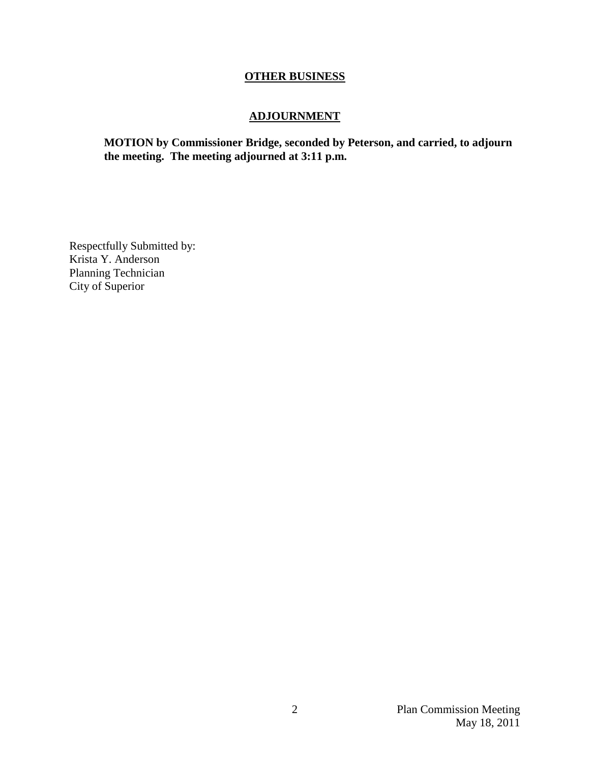## OTHER BUSINESS

## ADJOURNMENT

**MOTION by Commissioner Bridge, seconded by Peterson, and carried, to adjourn the meeting. The meeting adjourned at 3:11 p.m.**

Respectfully Submitted by:
Krista Y. Anderson
Planning Technician
City of Superior